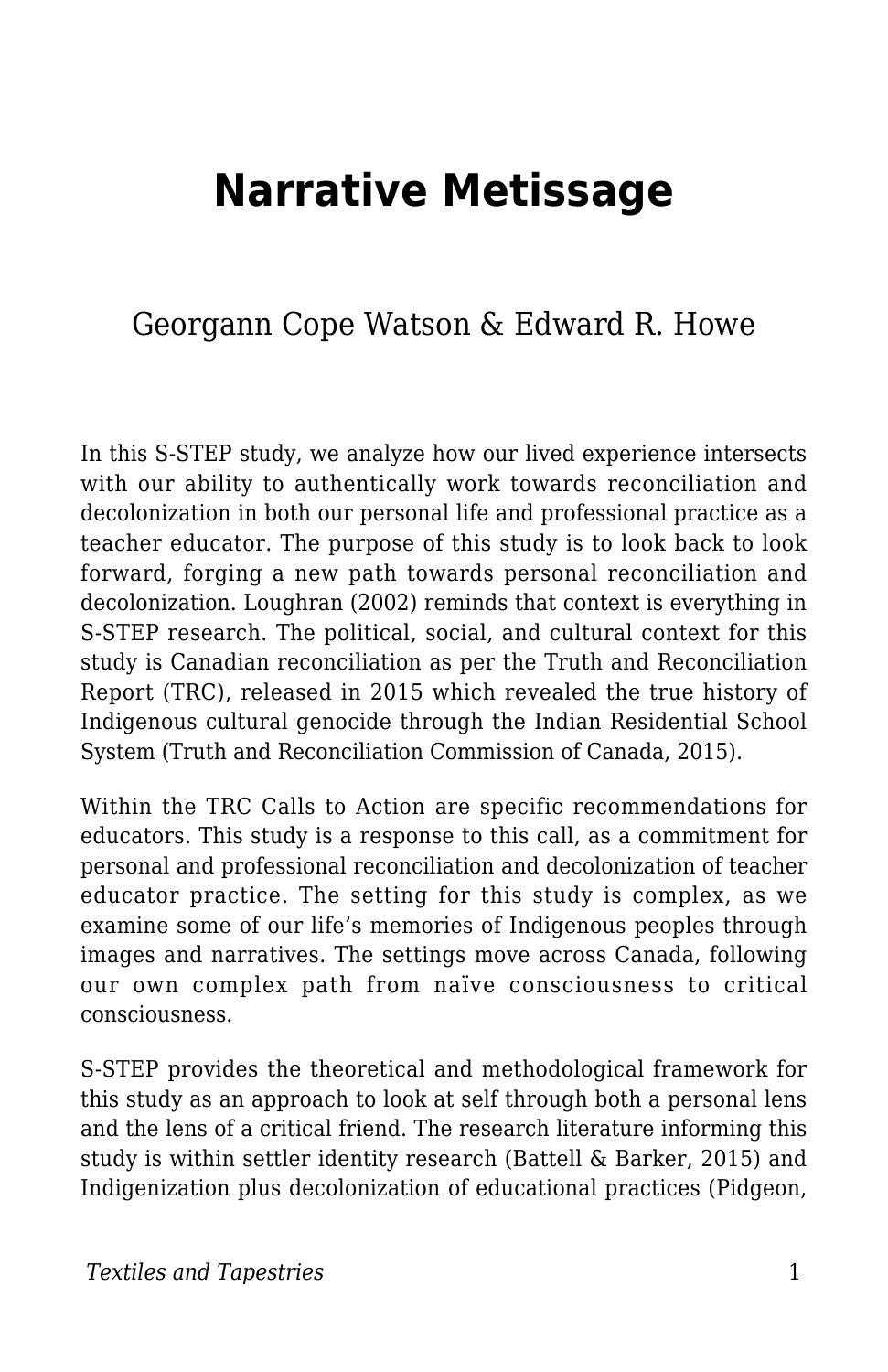# Narrative Metissage

Georgann Cope Watson & Edward R. Howe

In this S-STEP study, we analyze how our lived experience intersects with our ability to authentically work towards reconciliation and decolonization in both our personal life and professional practice as a teacher educator. The purpose of this study is to look back to look forward, forging a new path towards personal reconciliation and decolonization. Loughran (2002) reminds that context is everything in S-STEP research. The political, social, and cultural context for this study is Canadian reconciliation as per the Truth and Reconciliation Report (TRC), released in 2015 which revealed the true history of Indigenous cultural genocide through the Indian Residential School System (Truth and Reconciliation Commission of Canada, 2015).

Within the TRC Calls to Action are specific recommendations for educators. This study is a response to this call, as a commitment for personal and professional reconciliation and decolonization of teacher educator practice. The setting for this study is complex, as we examine some of our life's memories of Indigenous peoples through images and narratives. The settings move across Canada, following our own complex path from naïve consciousness to critical consciousness.

S-STEP provides the theoretical and methodological framework for this study as an approach to look at self through both a personal lens and the lens of a critical friend. The research literature informing this study is within settler identity research (Battell & Barker, 2015) and Indigenization plus decolonization of educational practices (Pidgeon,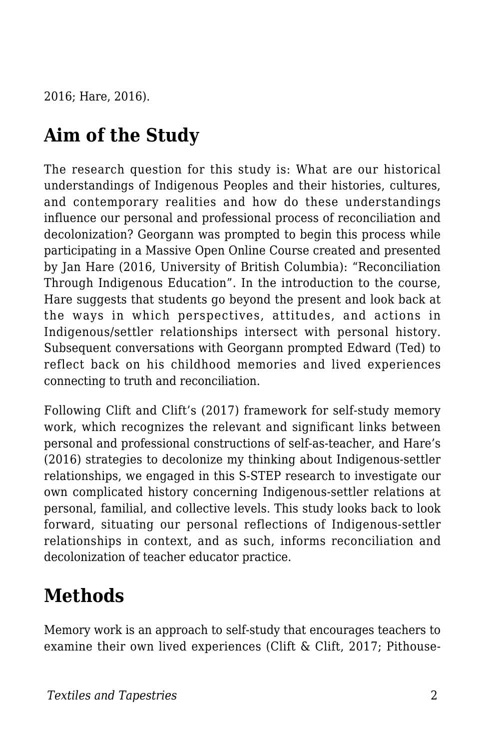2016; Hare, 2016).

## Aim of the Study

The research question for this study is: What are our historical understandings of Indigenous Peoples and their histories, cultures, and contemporary realities and how do these understandings influence our personal and professional process of reconciliation and decolonization? Georgann was prompted to begin this process while participating in a Massive Open Online Course created and presented by Jan Hare (2016, University of British Columbia): "Reconciliation Through Indigenous Education". In the introduction to the course, Hare suggests that students go beyond the present and look back at the ways in which perspectives, attitudes, and actions in Indigenous/settler relationships intersect with personal history. Subsequent conversations with Georgann prompted Edward (Ted) to reflect back on his childhood memories and lived experiences connecting to truth and reconciliation.

Following Clift and Clift's (2017) framework for self-study memory work, which recognizes the relevant and significant links between personal and professional constructions of self-as-teacher, and Hare's (2016) strategies to decolonize my thinking about Indigenous-settler relationships, we engaged in this S-STEP research to investigate our own complicated history concerning Indigenous-settler relations at personal, familial, and collective levels. This study looks back to look forward, situating our personal reflections of Indigenous-settler relationships in context, and as such, informs reconciliation and decolonization of teacher educator practice.

## Methods

Memory work is an approach to self-study that encourages teachers to examine their own lived experiences (Clift & Clift, 2017; Pithouse-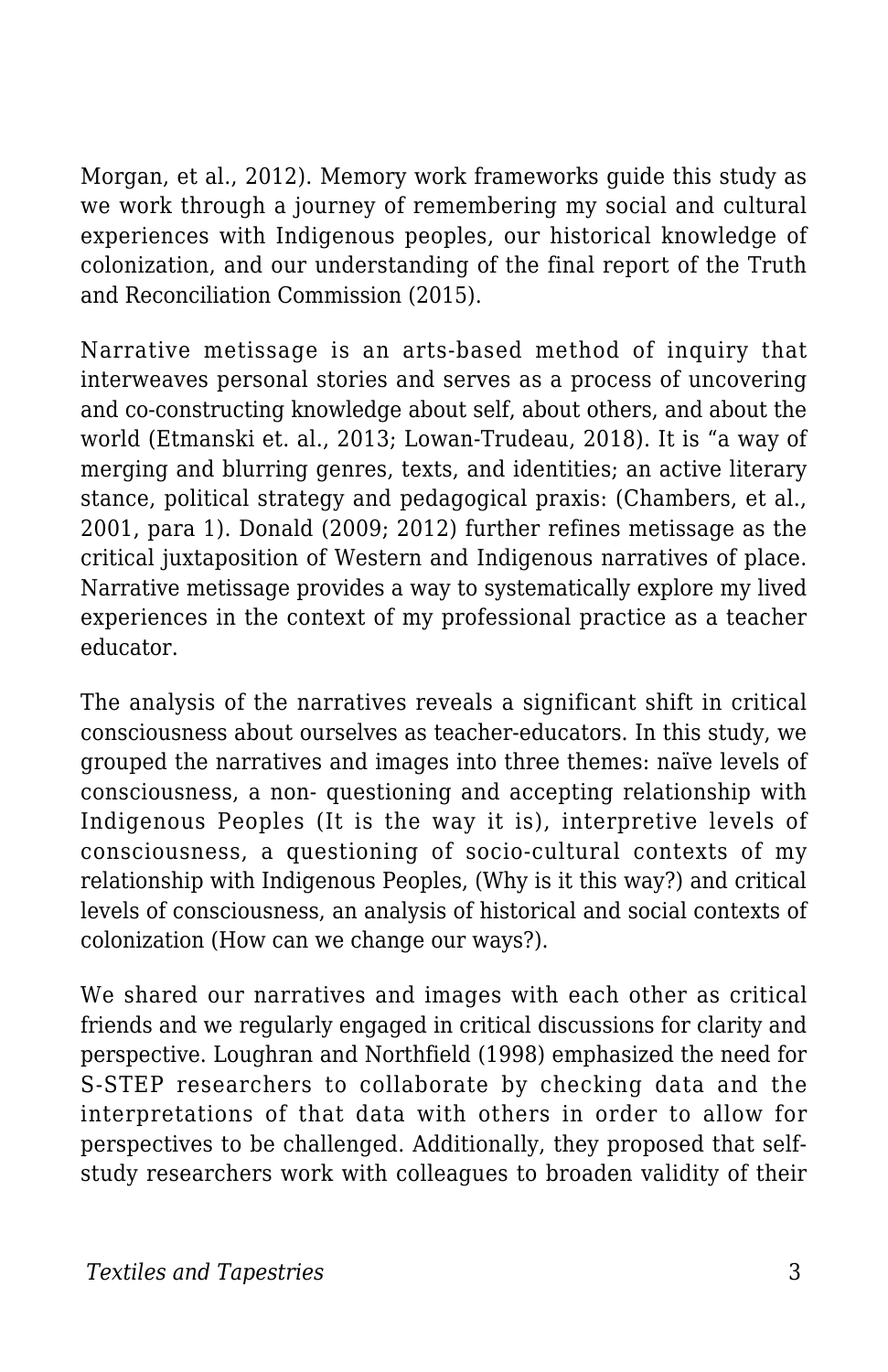Morgan, et al., 2012). Memory work frameworks guide this study as we work through a journey of remembering my social and cultural experiences with Indigenous peoples, our historical knowledge of colonization, and our understanding of the final report of the Truth and Reconciliation Commission (2015).

Narrative metissage is an arts-based method of inquiry that interweaves personal stories and serves as a process of uncovering and co-constructing knowledge about self, about others, and about the world (Etmanski et. al., 2013; Lowan-Trudeau, 2018). It is "a way of merging and blurring genres, texts, and identities; an active literary stance, political strategy and pedagogical praxis: (Chambers, et al., 2001, para 1). Donald (2009; 2012) further refines metissage as the critical juxtaposition of Western and Indigenous narratives of place. Narrative metissage provides a way to systematically explore my lived experiences in the context of my professional practice as a teacher educator.

The analysis of the narratives reveals a significant shift in critical consciousness about ourselves as teacher-educators. In this study, we grouped the narratives and images into three themes: naïve levels of consciousness, a non- questioning and accepting relationship with Indigenous Peoples (It is the way it is), interpretive levels of consciousness, a questioning of socio-cultural contexts of my relationship with Indigenous Peoples, (Why is it this way?) and critical levels of consciousness, an analysis of historical and social contexts of colonization (How can we change our ways?).

We shared our narratives and images with each other as critical friends and we regularly engaged in critical discussions for clarity and perspective. Loughran and Northfield (1998) emphasized the need for S-STEP researchers to collaborate by checking data and the interpretations of that data with others in order to allow for perspectives to be challenged. Additionally, they proposed that self-study researchers work with colleagues to broaden validity of their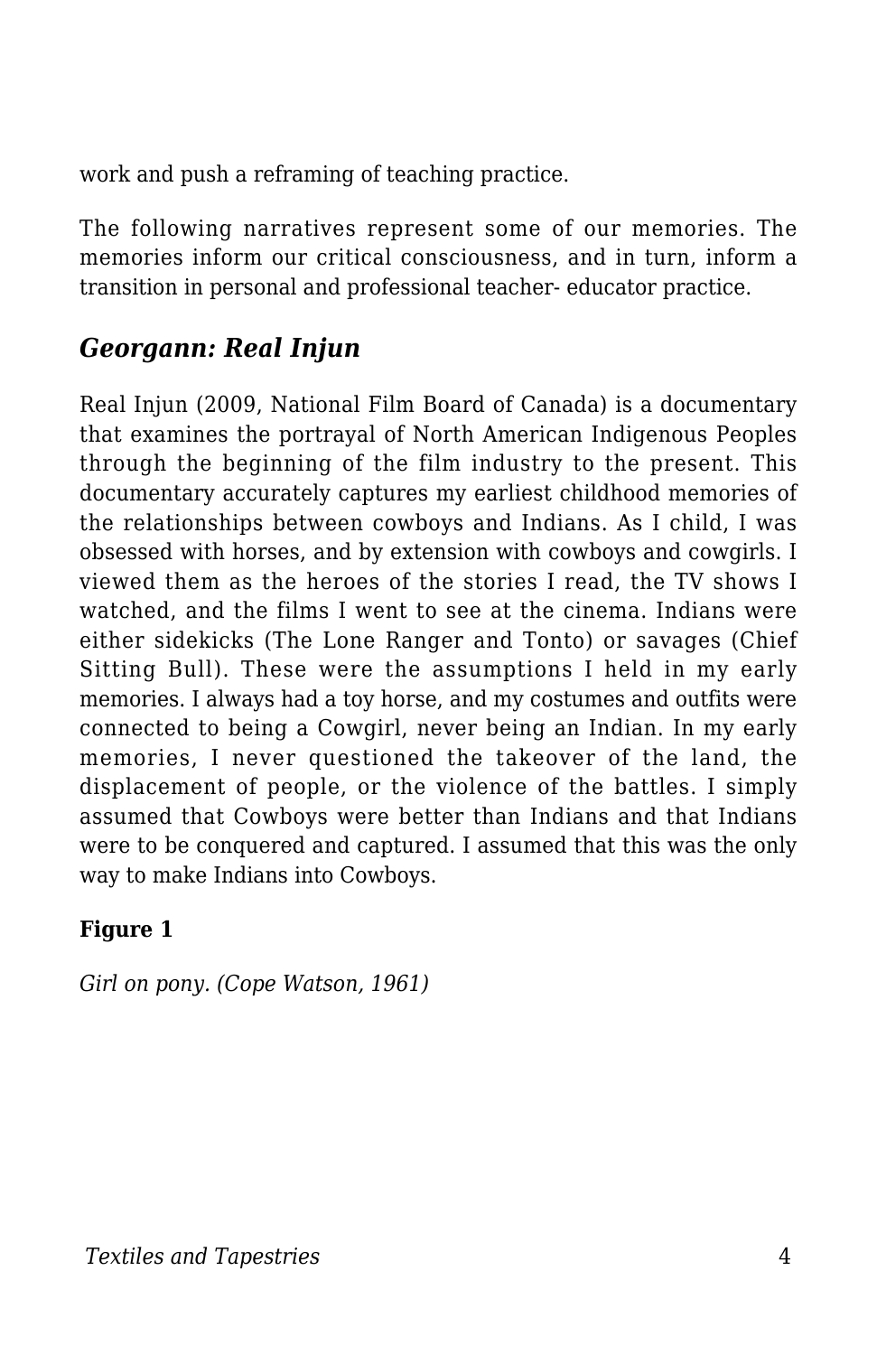work and push a reframing of teaching practice.

The following narratives represent some of our memories. The memories inform our critical consciousness, and in turn, inform a transition in personal and professional teacher- educator practice.

### *Georgann: Real Injun*

Real Injun (2009, National Film Board of Canada) is a documentary that examines the portrayal of North American Indigenous Peoples through the beginning of the film industry to the present. This documentary accurately captures my earliest childhood memories of the relationships between cowboys and Indians. As I child, I was obsessed with horses, and by extension with cowboys and cowgirls. I viewed them as the heroes of the stories I read, the TV shows I watched, and the films I went to see at the cinema. Indians were either sidekicks (The Lone Ranger and Tonto) or savages (Chief Sitting Bull). These were the assumptions I held in my early memories. I always had a toy horse, and my costumes and outfits were connected to being a Cowgirl, never being an Indian. In my early memories, I never questioned the takeover of the land, the displacement of people, or the violence of the battles. I simply assumed that Cowboys were better than Indians and that Indians were to be conquered and captured. I assumed that this was the only way to make Indians into Cowboys.

**Figure 1**

*Girl on pony. (Cope Watson, 1961)*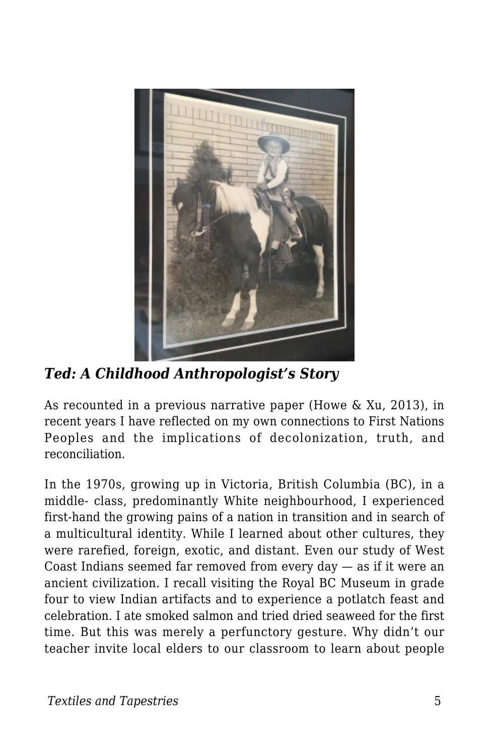### *Ted: A Childhood Anthropologist's Story*

As recounted in a previous narrative paper (Howe & Xu, 2013), in recent years I have reflected on my own connections to First Nations Peoples and the implications of decolonization, truth, and reconciliation.

In the 1970s, growing up in Victoria, British Columbia (BC), in a middle- class, predominantly White neighbourhood, I experienced first-hand the growing pains of a nation in transition and in search of a multicultural identity. While I learned about other cultures, they were rarefied, foreign, exotic, and distant. Even our study of West Coast Indians seemed far removed from every day — as if it were an ancient civilization. I recall visiting the Royal BC Museum in grade four to view Indian artifacts and to experience a potlatch feast and celebration. I ate smoked salmon and tried dried seaweed for the first time. But this was merely a perfunctory gesture. Why didn't our teacher invite local elders to our classroom to learn about people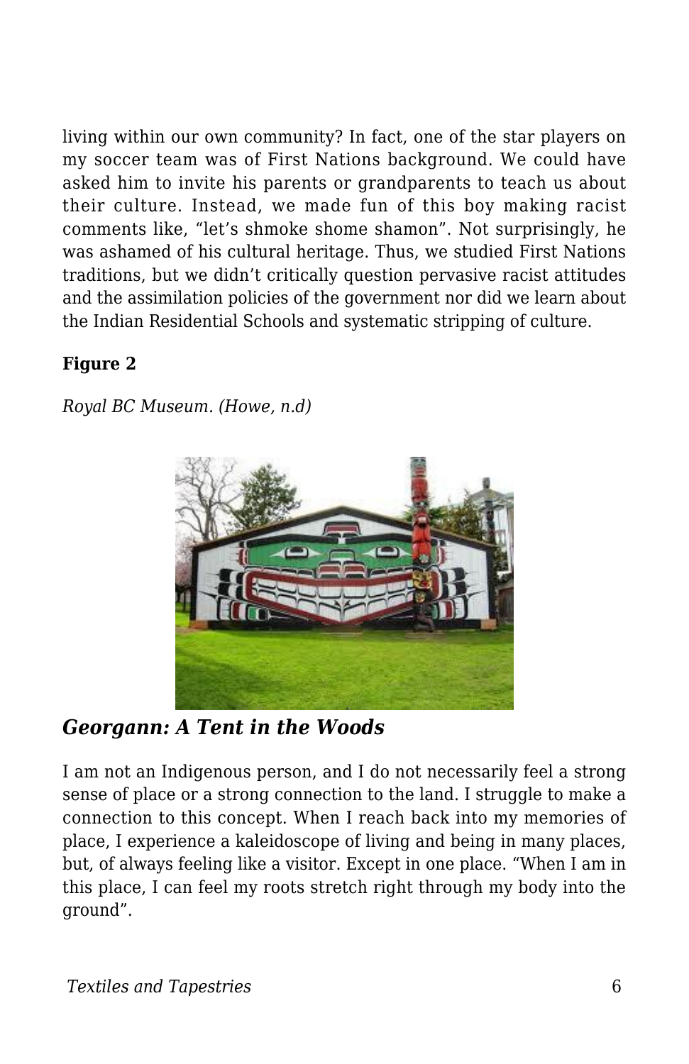living within our own community? In fact, one of the star players on my soccer team was of First Nations background. We could have asked him to invite his parents or grandparents to teach us about their culture. Instead, we made fun of this boy making racist comments like, “let’s shmoke shome shamon”. Not surprisingly, he was ashamed of his cultural heritage. Thus, we studied First Nations traditions, but we didn’t critically question pervasive racist attitudes and the assimilation policies of the government nor did we learn about the Indian Residential Schools and systematic stripping of culture.

**Figure 2**

*Royal BC Museum. (Howe, n.d)*

### *Georgann: A Tent in the Woods*

I am not an Indigenous person, and I do not necessarily feel a strong sense of place or a strong connection to the land. I struggle to make a connection to this concept. When I reach back into my memories of place, I experience a kaleidoscope of living and being in many places, but, of always feeling like a visitor. Except in one place. “When I am in this place, I can feel my roots stretch right through my body into the ground”.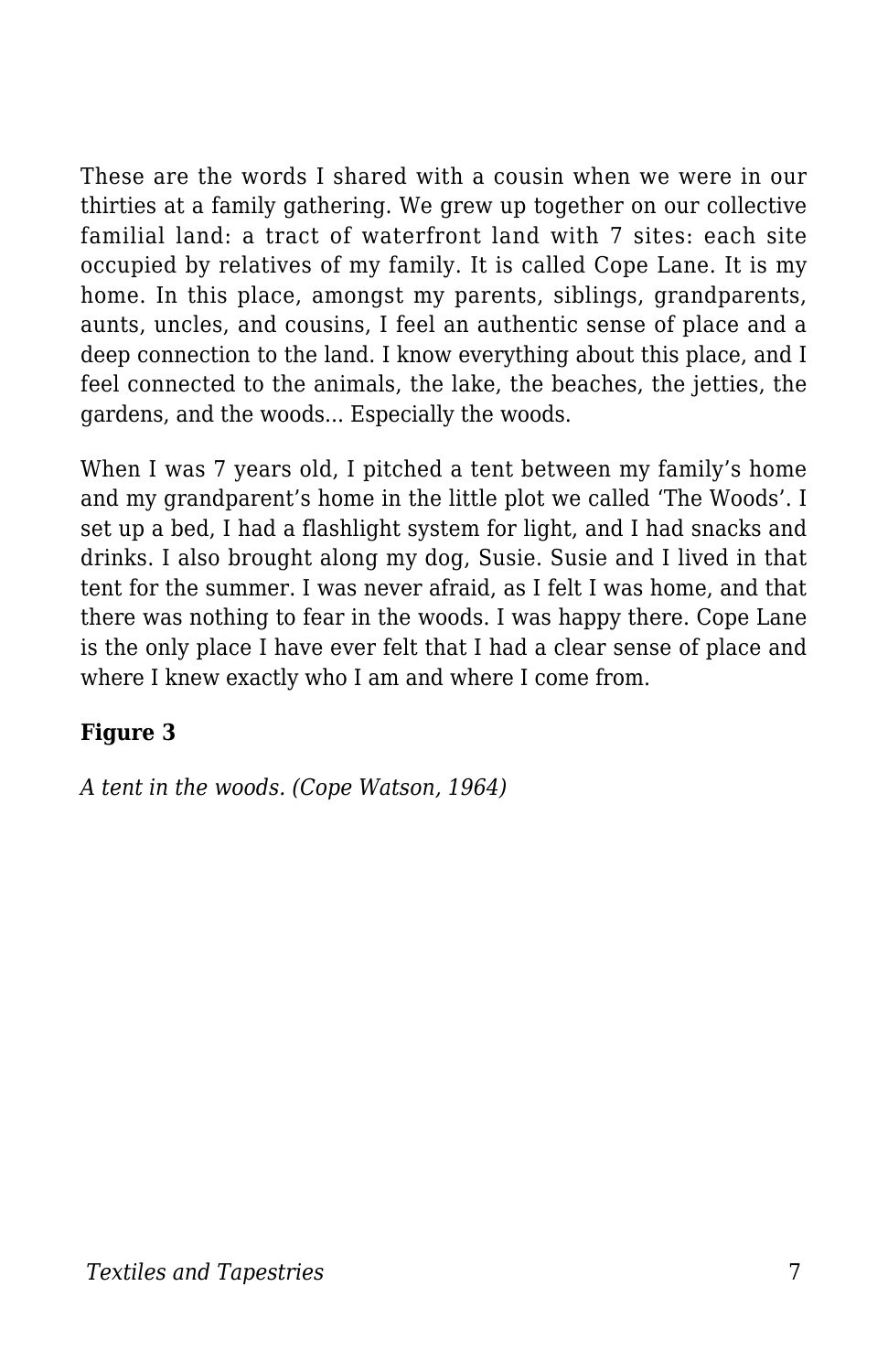These are the words I shared with a cousin when we were in our thirties at a family gathering. We grew up together on our collective familial land: a tract of waterfront land with 7 sites: each site occupied by relatives of my family. It is called Cope Lane. It is my home. In this place, amongst my parents, siblings, grandparents, aunts, uncles, and cousins, I feel an authentic sense of place and a deep connection to the land. I know everything about this place, and I feel connected to the animals, the lake, the beaches, the jetties, the gardens, and the woods... Especially the woods.

When I was 7 years old, I pitched a tent between my family's home and my grandparent's home in the little plot we called 'The Woods'. I set up a bed, I had a flashlight system for light, and I had snacks and drinks. I also brought along my dog, Susie. Susie and I lived in that tent for the summer. I was never afraid, as I felt I was home, and that there was nothing to fear in the woods. I was happy there. Cope Lane is the only place I have ever felt that I had a clear sense of place and where I knew exactly who I am and where I come from.

**Figure 3**

*A tent in the woods. (Cope Watson, 1964)*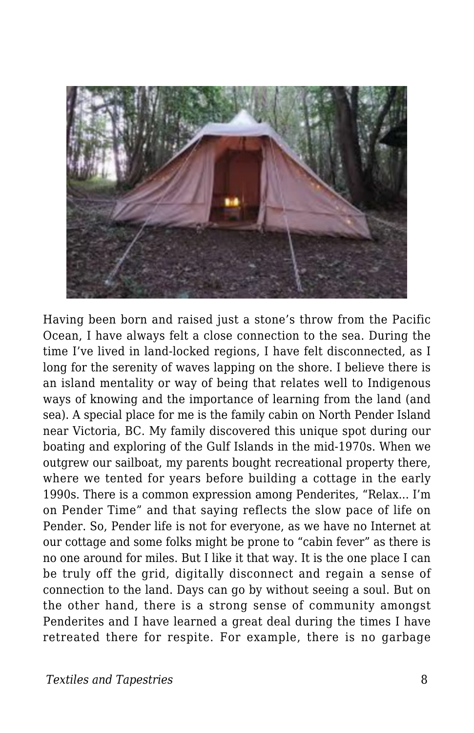Having been born and raised just a stone's throw from the Pacific Ocean, I have always felt a close connection to the sea. During the time I've lived in land-locked regions, I have felt disconnected, as I long for the serenity of waves lapping on the shore. I believe there is an island mentality or way of being that relates well to Indigenous ways of knowing and the importance of learning from the land (and sea). A special place for me is the family cabin on North Pender Island near Victoria, BC. My family discovered this unique spot during our boating and exploring of the Gulf Islands in the mid-1970s. When we outgrew our sailboat, my parents bought recreational property there, where we tented for years before building a cottage in the early 1990s. There is a common expression among Penderites, "Relax… I'm on Pender Time" and that saying reflects the slow pace of life on Pender. So, Pender life is not for everyone, as we have no Internet at our cottage and some folks might be prone to "cabin fever" as there is no one around for miles. But I like it that way. It is the one place I can be truly off the grid, digitally disconnect and regain a sense of connection to the land. Days can go by without seeing a soul. But on the other hand, there is a strong sense of community amongst Penderites and I have learned a great deal during the times I have retreated there for respite. For example, there is no garbage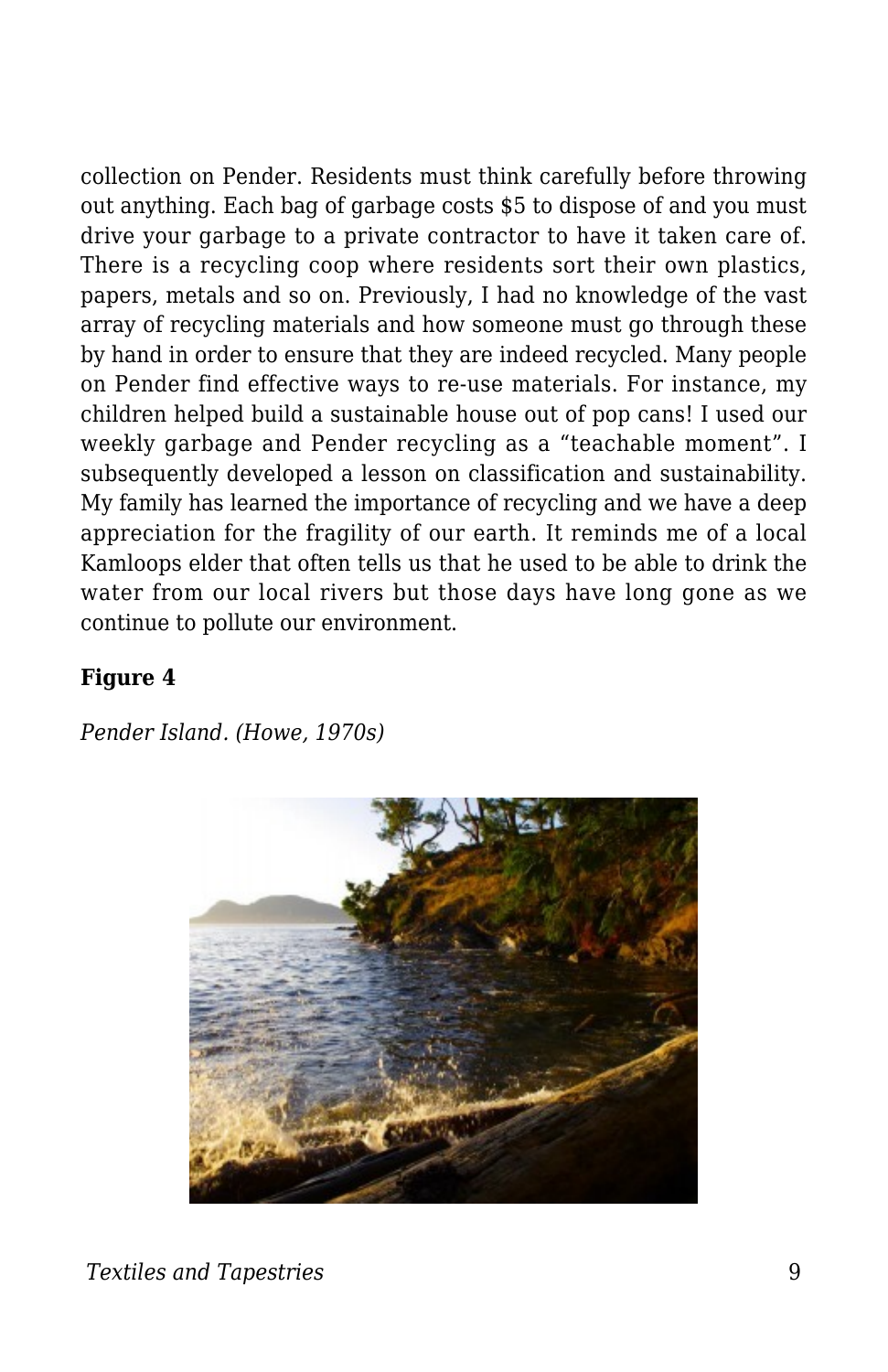collection on Pender. Residents must think carefully before throwing out anything. Each bag of garbage costs $5 to dispose of and you must drive your garbage to a private contractor to have it taken care of. There is a recycling coop where residents sort their own plastics, papers, metals and so on. Previously, I had no knowledge of the vast array of recycling materials and how someone must go through these by hand in order to ensure that they are indeed recycled. Many people on Pender find effective ways to re-use materials. For instance, my children helped build a sustainable house out of pop cans! I used our weekly garbage and Pender recycling as a “teachable moment”. I subsequently developed a lesson on classification and sustainability. My family has learned the importance of recycling and we have a deep appreciation for the fragility of our earth. It reminds me of a local Kamloops elder that often tells us that he used to be able to drink the water from our local rivers but those days have long gone as we continue to pollute our environment.

**Figure 4**

*Pender Island. (Howe, 1970s)*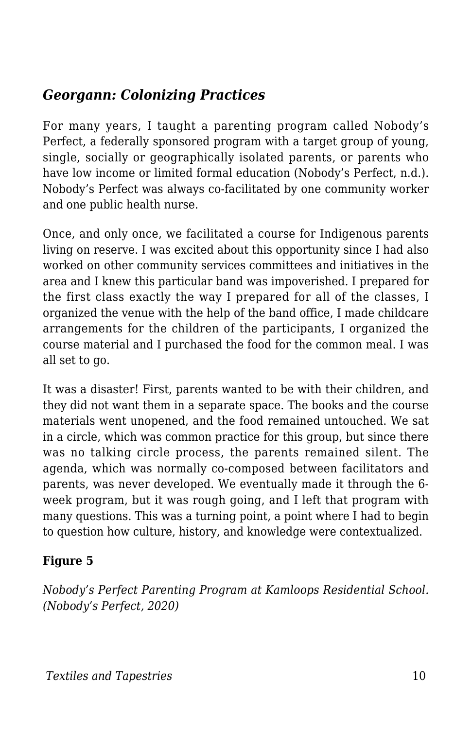## *Georgann: Colonizing Practices*

For many years, I taught a parenting program called Nobody's Perfect, a federally sponsored program with a target group of young, single, socially or geographically isolated parents, or parents who have low income or limited formal education (Nobody's Perfect, n.d.). Nobody's Perfect was always co-facilitated by one community worker and one public health nurse.

Once, and only once, we facilitated a course for Indigenous parents living on reserve. I was excited about this opportunity since I had also worked on other community services committees and initiatives in the area and I knew this particular band was impoverished. I prepared for the first class exactly the way I prepared for all of the classes, I organized the venue with the help of the band office, I made childcare arrangements for the children of the participants, I organized the course material and I purchased the food for the common meal. I was all set to go.

It was a disaster! First, parents wanted to be with their children, and they did not want them in a separate space. The books and the course materials went unopened, and the food remained untouched. We sat in a circle, which was common practice for this group, but since there was no talking circle process, the parents remained silent. The agenda, which was normally co-composed between facilitators and parents, was never developed. We eventually made it through the 6-week program, but it was rough going, and I left that program with many questions. This was a turning point, a point where I had to begin to question how culture, history, and knowledge were contextualized.

**Figure 5**

*Nobody's Perfect Parenting Program at Kamloops Residential School. (Nobody's Perfect, 2020)*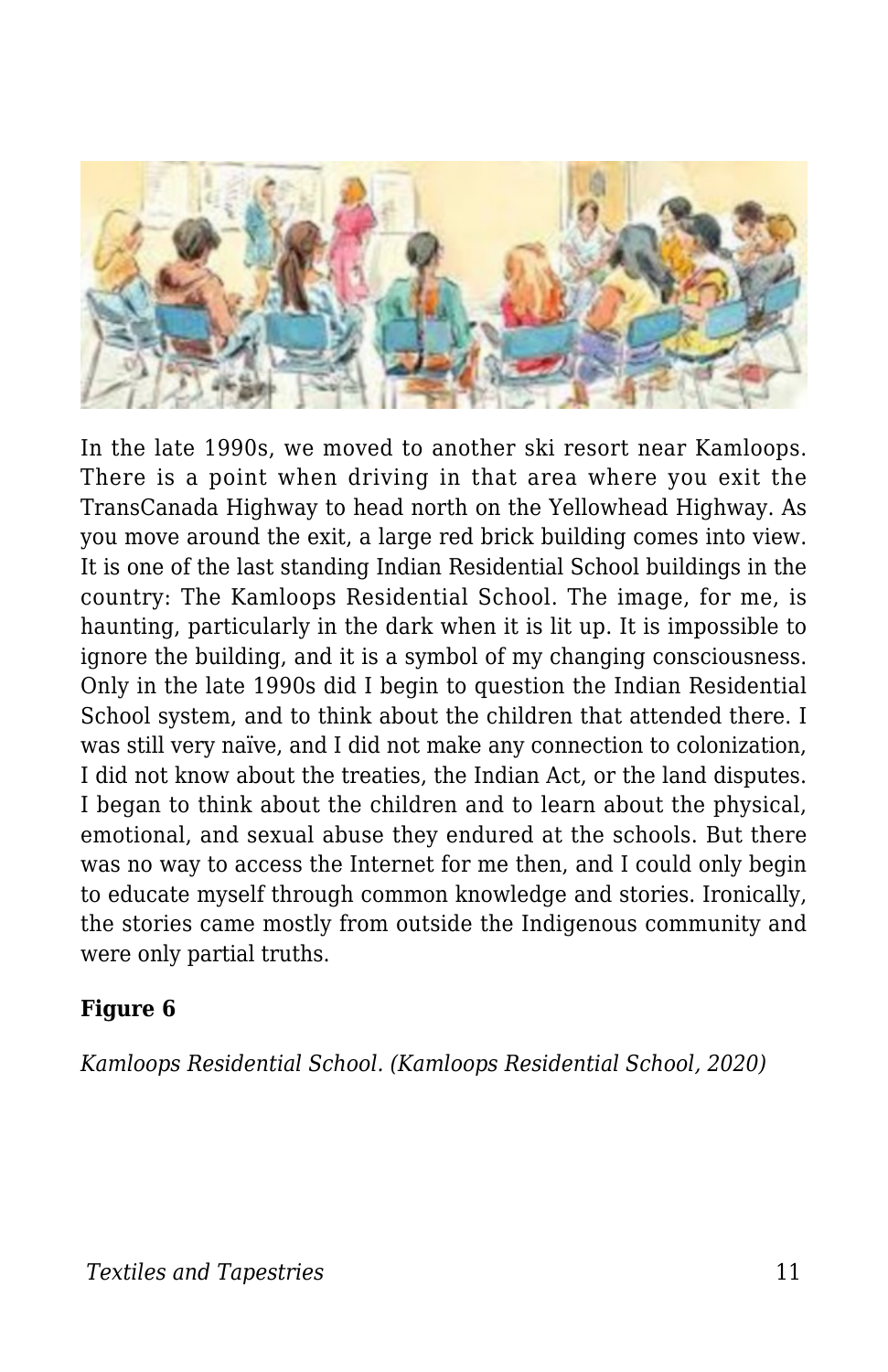In the late 1990s, we moved to another ski resort near Kamloops. There is a point when driving in that area where you exit the TransCanada Highway to head north on the Yellowhead Highway. As you move around the exit, a large red brick building comes into view. It is one of the last standing Indian Residential School buildings in the country: The Kamloops Residential School. The image, for me, is haunting, particularly in the dark when it is lit up. It is impossible to ignore the building, and it is a symbol of my changing consciousness. Only in the late 1990s did I begin to question the Indian Residential School system, and to think about the children that attended there. I was still very naïve, and I did not make any connection to colonization, I did not know about the treaties, the Indian Act, or the land disputes. I began to think about the children and to learn about the physical, emotional, and sexual abuse they endured at the schools. But there was no way to access the Internet for me then, and I could only begin to educate myself through common knowledge and stories. Ironically, the stories came mostly from outside the Indigenous community and were only partial truths.

**Figure 6**

*Kamloops Residential School. (Kamloops Residential School, 2020)*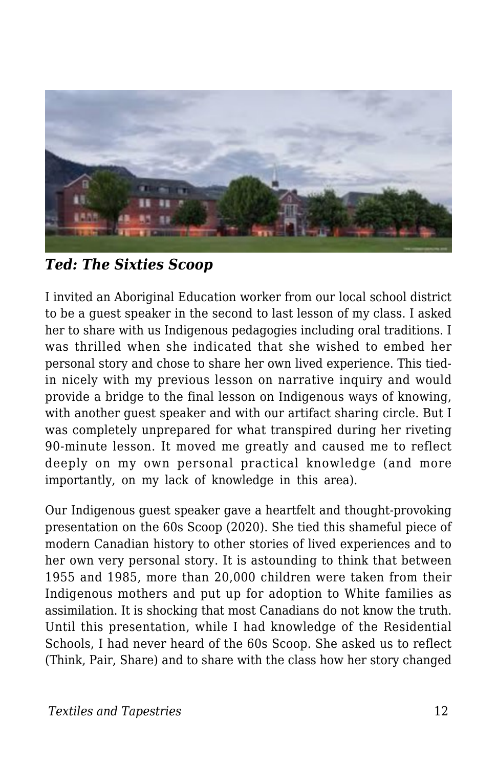*Ted: The Sixties Scoop*

I invited an Aboriginal Education worker from our local school district to be a guest speaker in the second to last lesson of my class. I asked her to share with us Indigenous pedagogies including oral traditions. I was thrilled when she indicated that she wished to embed her personal story and chose to share her own lived experience. This tied-in nicely with my previous lesson on narrative inquiry and would provide a bridge to the final lesson on Indigenous ways of knowing, with another guest speaker and with our artifact sharing circle. But I was completely unprepared for what transpired during her riveting 90-minute lesson. It moved me greatly and caused me to reflect deeply on my own personal practical knowledge (and more importantly, on my lack of knowledge in this area).

Our Indigenous guest speaker gave a heartfelt and thought-provoking presentation on the 60s Scoop (2020). She tied this shameful piece of modern Canadian history to other stories of lived experiences and to her own very personal story. It is astounding to think that between 1955 and 1985, more than 20,000 children were taken from their Indigenous mothers and put up for adoption to White families as assimilation. It is shocking that most Canadians do not know the truth. Until this presentation, while I had knowledge of the Residential Schools, I had never heard of the 60s Scoop. She asked us to reflect (Think, Pair, Share) and to share with the class how her story changed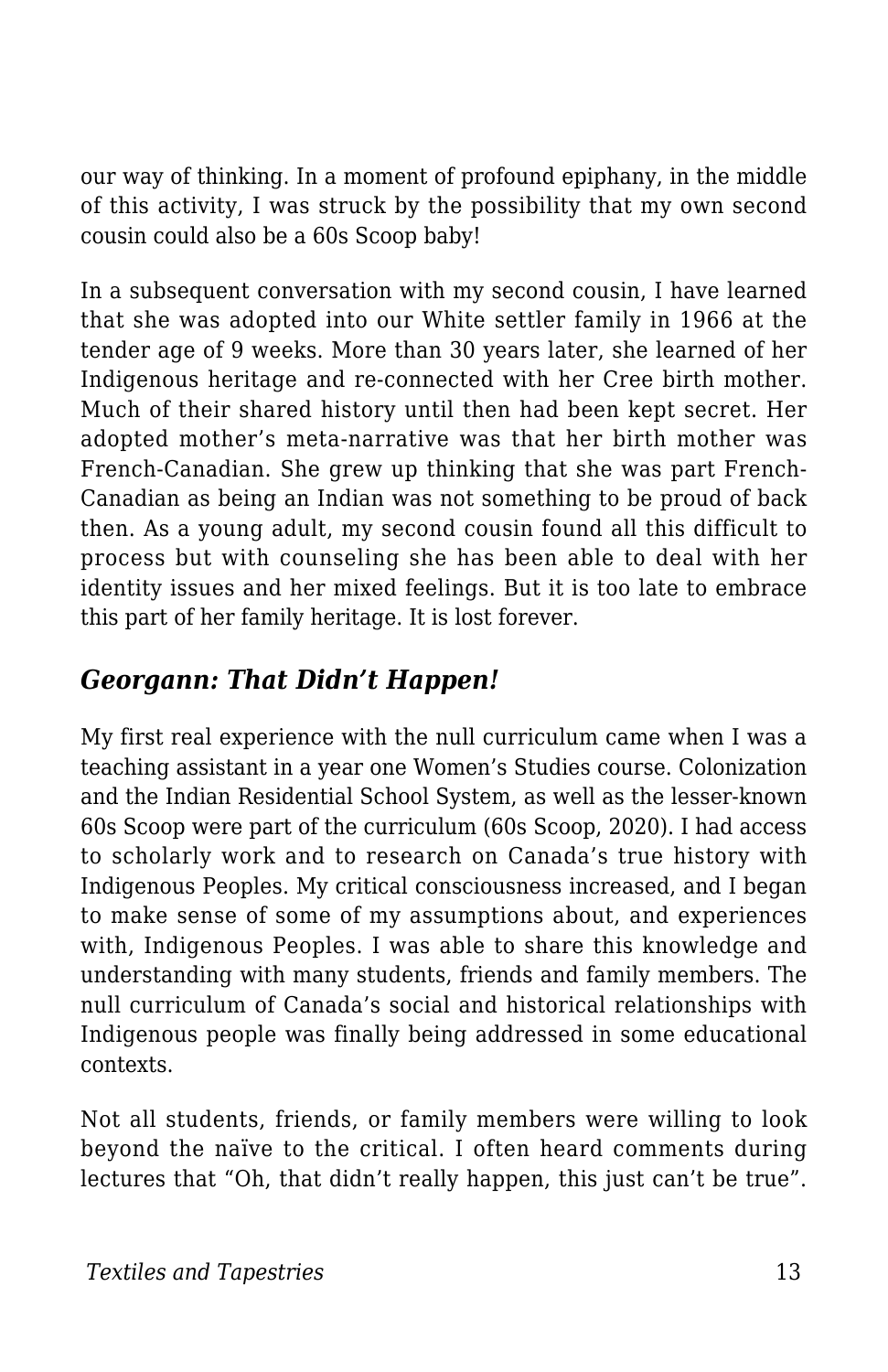our way of thinking. In a moment of profound epiphany, in the middle of this activity, I was struck by the possibility that my own second cousin could also be a 60s Scoop baby!

In a subsequent conversation with my second cousin, I have learned that she was adopted into our White settler family in 1966 at the tender age of 9 weeks. More than 30 years later, she learned of her Indigenous heritage and re-connected with her Cree birth mother. Much of their shared history until then had been kept secret. Her adopted mother's meta-narrative was that her birth mother was French-Canadian. She grew up thinking that she was part French-Canadian as being an Indian was not something to be proud of back then. As a young adult, my second cousin found all this difficult to process but with counseling she has been able to deal with her identity issues and her mixed feelings. But it is too late to embrace this part of her family heritage. It is lost forever.

### *Georgann: That Didn't Happen!*

My first real experience with the null curriculum came when I was a teaching assistant in a year one Women's Studies course. Colonization and the Indian Residential School System, as well as the lesser-known 60s Scoop were part of the curriculum (60s Scoop, 2020). I had access to scholarly work and to research on Canada's true history with Indigenous Peoples. My critical consciousness increased, and I began to make sense of some of my assumptions about, and experiences with, Indigenous Peoples. I was able to share this knowledge and understanding with many students, friends and family members. The null curriculum of Canada's social and historical relationships with Indigenous people was finally being addressed in some educational contexts.

Not all students, friends, or family members were willing to look beyond the naïve to the critical. I often heard comments during lectures that "Oh, that didn't really happen, this just can't be true".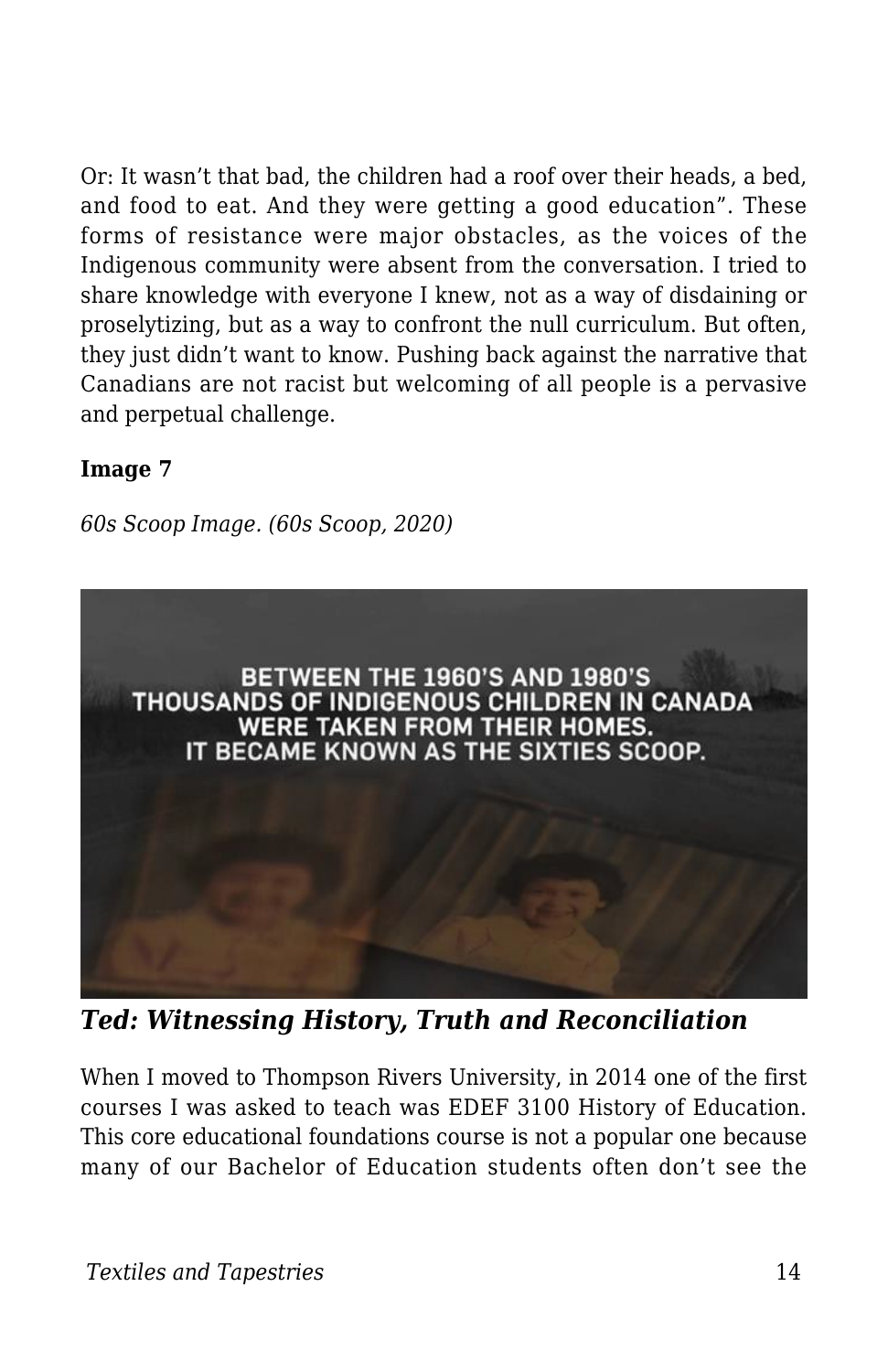Or: It wasn't that bad, the children had a roof over their heads, a bed, and food to eat. And they were getting a good education". These forms of resistance were major obstacles, as the voices of the Indigenous community were absent from the conversation. I tried to share knowledge with everyone I knew, not as a way of disdaining or proselytizing, but as a way to confront the null curriculum. But often, they just didn't want to know. Pushing back against the narrative that Canadians are not racist but welcoming of all people is a pervasive and perpetual challenge.

**Image 7**

*60s Scoop Image. (60s Scoop, 2020)*

### *Ted: Witnessing History, Truth and Reconciliation*

When I moved to Thompson Rivers University, in 2014 one of the first courses I was asked to teach was EDEF 3100 History of Education. This core educational foundations course is not a popular one because many of our Bachelor of Education students often don't see the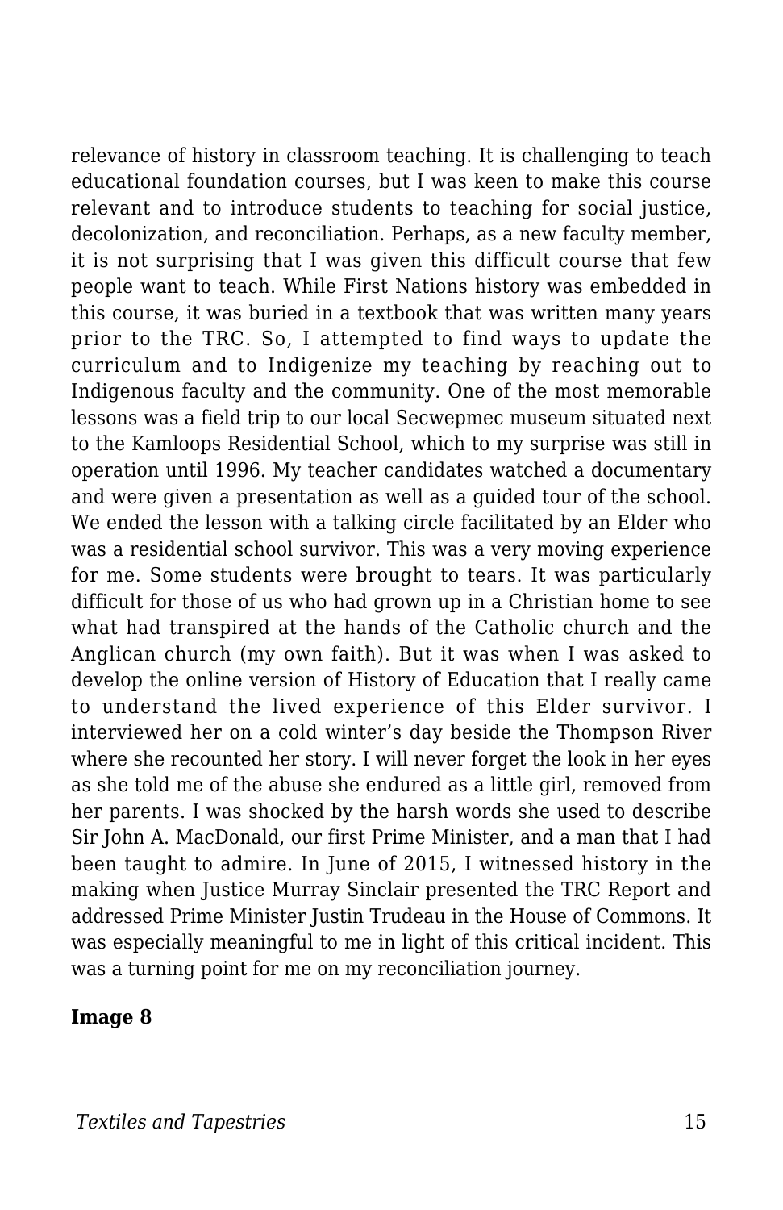relevance of history in classroom teaching. It is challenging to teach educational foundation courses, but I was keen to make this course relevant and to introduce students to teaching for social justice, decolonization, and reconciliation. Perhaps, as a new faculty member, it is not surprising that I was given this difficult course that few people want to teach. While First Nations history was embedded in this course, it was buried in a textbook that was written many years prior to the TRC. So, I attempted to find ways to update the curriculum and to Indigenize my teaching by reaching out to Indigenous faculty and the community. One of the most memorable lessons was a field trip to our local Secwepmec museum situated next to the Kamloops Residential School, which to my surprise was still in operation until 1996. My teacher candidates watched a documentary and were given a presentation as well as a guided tour of the school. We ended the lesson with a talking circle facilitated by an Elder who was a residential school survivor. This was a very moving experience for me. Some students were brought to tears. It was particularly difficult for those of us who had grown up in a Christian home to see what had transpired at the hands of the Catholic church and the Anglican church (my own faith). But it was when I was asked to develop the online version of History of Education that I really came to understand the lived experience of this Elder survivor. I interviewed her on a cold winter's day beside the Thompson River where she recounted her story. I will never forget the look in her eyes as she told me of the abuse she endured as a little girl, removed from her parents. I was shocked by the harsh words she used to describe Sir John A. MacDonald, our first Prime Minister, and a man that I had been taught to admire. In June of 2015, I witnessed history in the making when Justice Murray Sinclair presented the TRC Report and addressed Prime Minister Justin Trudeau in the House of Commons. It was especially meaningful to me in light of this critical incident. This was a turning point for me on my reconciliation journey.

**Image 8**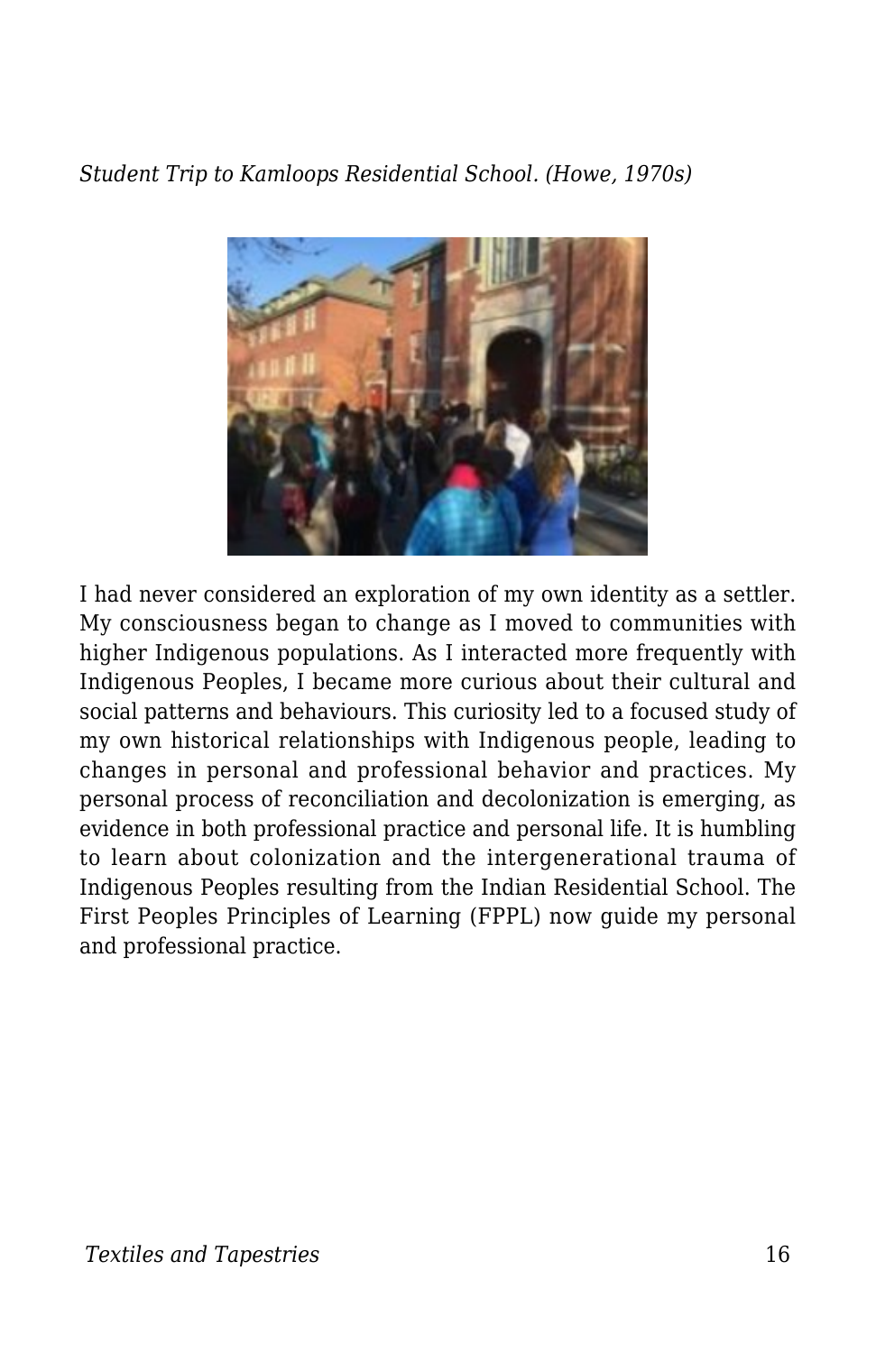*Student Trip to Kamloops Residential School. (Howe, 1970s)*

I had never considered an exploration of my own identity as a settler. My consciousness began to change as I moved to communities with higher Indigenous populations. As I interacted more frequently with Indigenous Peoples, I became more curious about their cultural and social patterns and behaviours. This curiosity led to a focused study of my own historical relationships with Indigenous people, leading to changes in personal and professional behavior and practices. My personal process of reconciliation and decolonization is emerging, as evidence in both professional practice and personal life. It is humbling to learn about colonization and the intergenerational trauma of Indigenous Peoples resulting from the Indian Residential School. The First Peoples Principles of Learning (FPPL) now guide my personal and professional practice.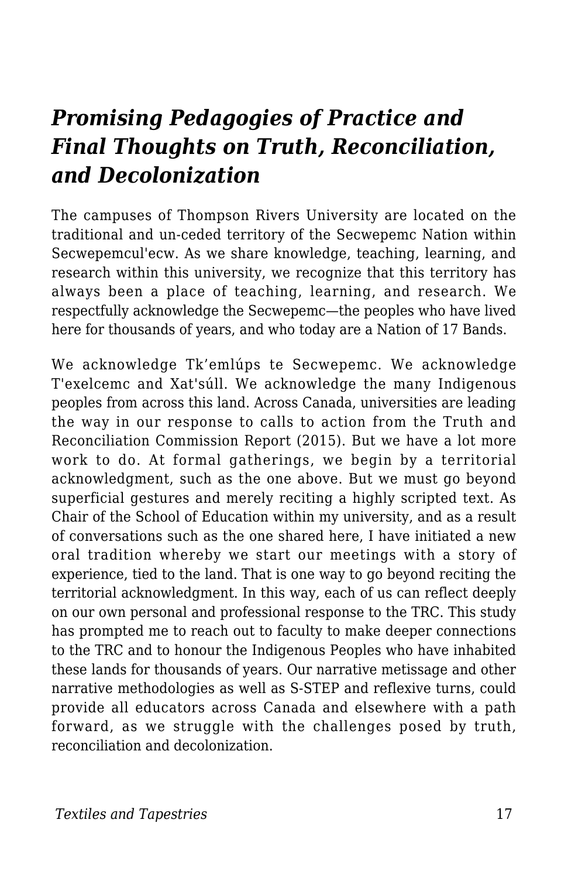## *Promising Pedagogies of Practice and Final Thoughts on Truth, Reconciliation, and Decolonization*

The campuses of Thompson Rivers University are located on the traditional and un-ceded territory of the Secwepemc Nation within Secwepemcul'ecw. As we share knowledge, teaching, learning, and research within this university, we recognize that this territory has always been a place of teaching, learning, and research. We respectfully acknowledge the Secwepemc—the peoples who have lived here for thousands of years, and who today are a Nation of 17 Bands.

We acknowledge Tk'emlúps te Secwepemc. We acknowledge T'exelcemc and Xat'súll. We acknowledge the many Indigenous peoples from across this land. Across Canada, universities are leading the way in our response to calls to action from the Truth and Reconciliation Commission Report (2015). But we have a lot more work to do. At formal gatherings, we begin by a territorial acknowledgment, such as the one above. But we must go beyond superficial gestures and merely reciting a highly scripted text. As Chair of the School of Education within my university, and as a result of conversations such as the one shared here, I have initiated a new oral tradition whereby we start our meetings with a story of experience, tied to the land. That is one way to go beyond reciting the territorial acknowledgment. In this way, each of us can reflect deeply on our own personal and professional response to the TRC. This study has prompted me to reach out to faculty to make deeper connections to the TRC and to honour the Indigenous Peoples who have inhabited these lands for thousands of years. Our narrative metissage and other narrative methodologies as well as S-STEP and reflexive turns, could provide all educators across Canada and elsewhere with a path forward, as we struggle with the challenges posed by truth, reconciliation and decolonization.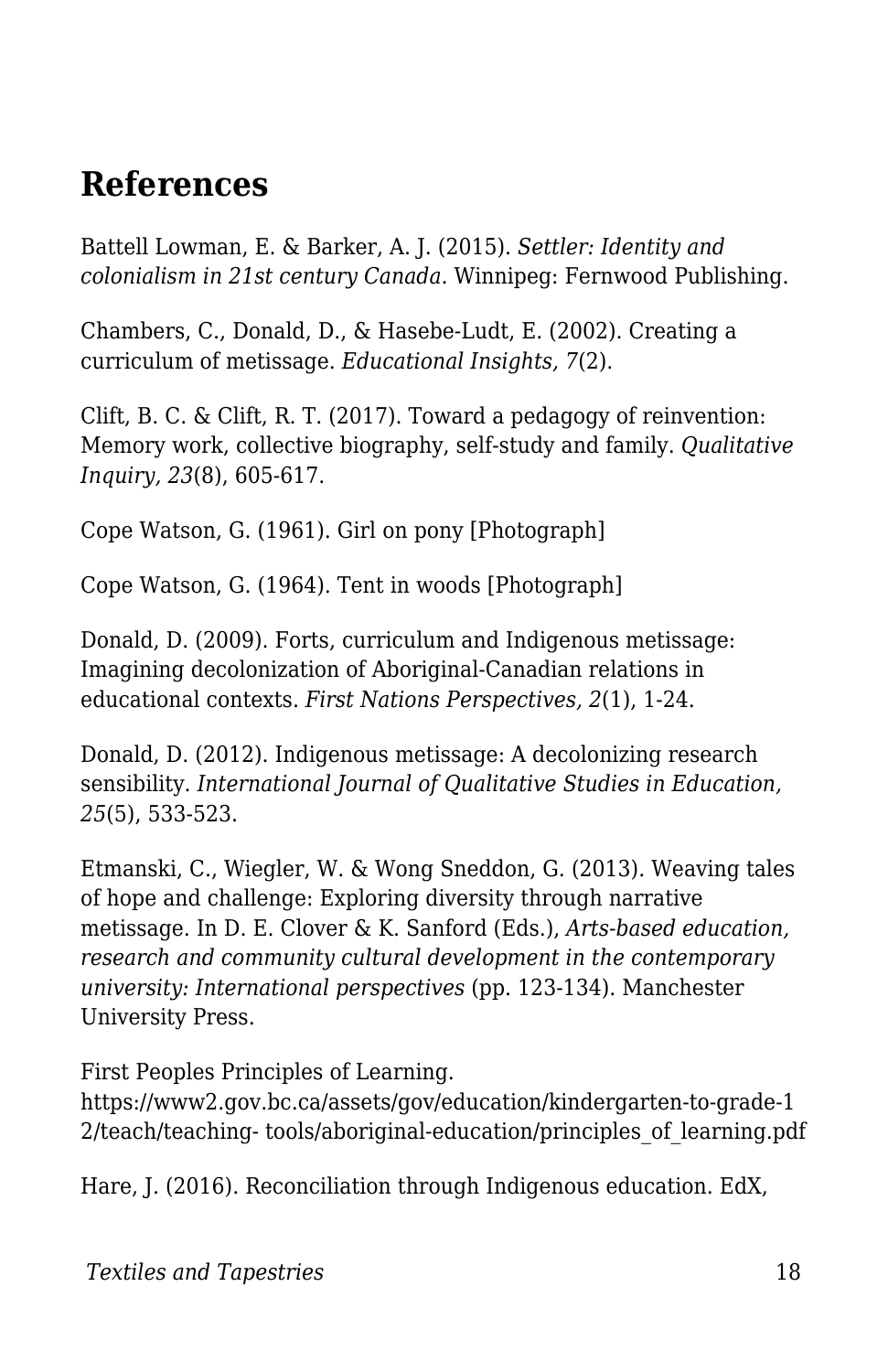## References

Battell Lowman, E. & Barker, A. J. (2015). *Settler: Identity and colonialism in 21st century Canada.* Winnipeg: Fernwood Publishing.

Chambers, C., Donald, D., & Hasebe-Ludt, E. (2002). Creating a curriculum of metissage. *Educational Insights, 7*(2).

Clift, B. C. & Clift, R. T. (2017). Toward a pedagogy of reinvention: Memory work, collective biography, self-study and family. *Qualitative Inquiry, 23*(8), 605-617.

Cope Watson, G. (1961). Girl on pony [Photograph]

Cope Watson, G. (1964). Tent in woods [Photograph]

Donald, D. (2009). Forts, curriculum and Indigenous metissage: Imagining decolonization of Aboriginal-Canadian relations in educational contexts. *First Nations Perspectives, 2*(1), 1-24.

Donald, D. (2012). Indigenous metissage: A decolonizing research sensibility. *International Journal of Qualitative Studies in Education, 25*(5), 533-523.

Etmanski, C., Wiegler, W. & Wong Sneddon, G. (2013). Weaving tales of hope and challenge: Exploring diversity through narrative metissage. In D. E. Clover & K. Sanford (Eds.), *Arts-based education, research and community cultural development in the contemporary university: International perspectives* (pp. 123-134). Manchester University Press.

First Peoples Principles of Learning. https://www2.gov.bc.ca/assets/gov/education/kindergarten-to-grade-12/teach/teaching- tools/aboriginal-education/principles_of_learning.pdf

Hare, J. (2016). Reconciliation through Indigenous education. EdX,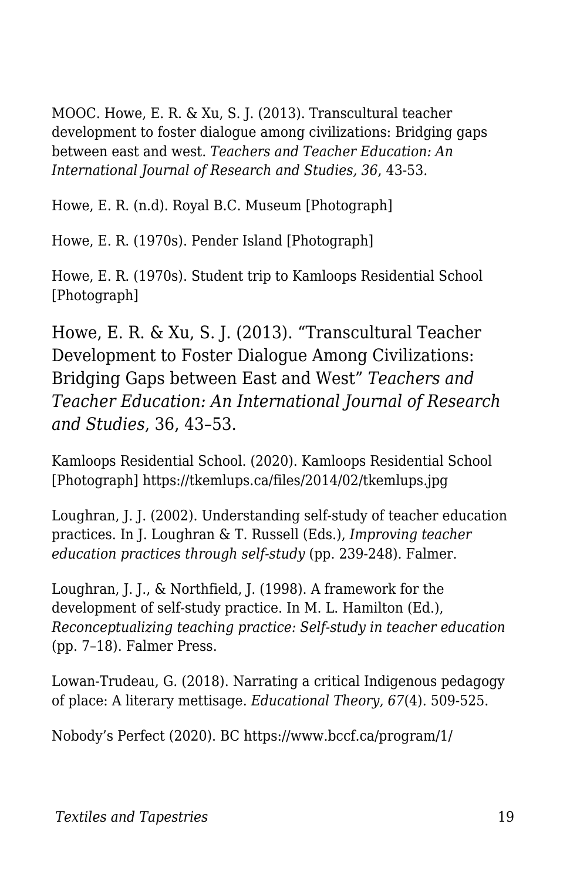MOOC. Howe, E. R. & Xu, S. J. (2013). Transcultural teacher development to foster dialogue among civilizations: Bridging gaps between east and west. *Teachers and Teacher Education: An International Journal of Research and Studies, 36*, 43-53.

Howe, E. R. (n.d). Royal B.C. Museum [Photograph]

Howe, E. R. (1970s). Pender Island [Photograph]

Howe, E. R. (1970s). Student trip to Kamloops Residential School [Photograph]

Howe, E. R. & Xu, S. J. (2013). "Transcultural Teacher Development to Foster Dialogue Among Civilizations: Bridging Gaps between East and West" *Teachers and Teacher Education: An International Journal of Research and Studies*, 36, 43–53.

Kamloops Residential School. (2020). Kamloops Residential School [Photograph] https://tkemlups.ca/files/2014/02/tkemlups.jpg

Loughran, J. J. (2002). Understanding self-study of teacher education practices. In J. Loughran & T. Russell (Eds.), *Improving teacher education practices through self-study* (pp. 239-248). Falmer.

Loughran, J. J., & Northfield, J. (1998). A framework for the development of self-study practice. In M. L. Hamilton (Ed.), *Reconceptualizing teaching practice: Self-study in teacher education* (pp. 7–18). Falmer Press.

Lowan-Trudeau, G. (2018). Narrating a critical Indigenous pedagogy of place: A literary mettisage. *Educational Theory, 67*(4). 509-525.

Nobody's Perfect (2020). BC https://www.bccf.ca/program/1/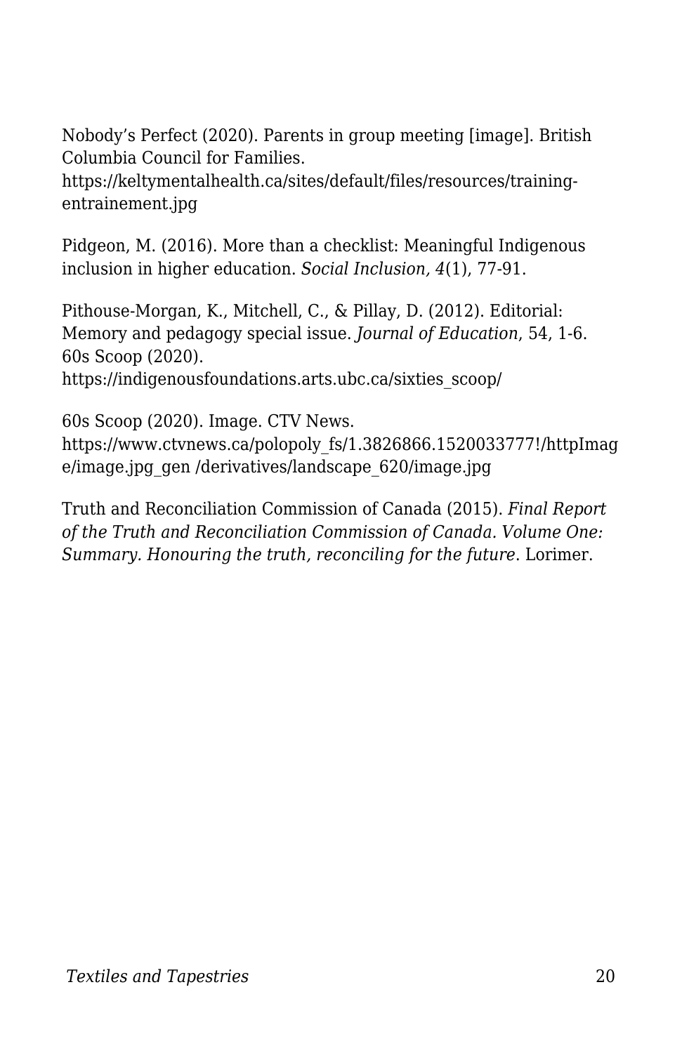Nobody's Perfect (2020). Parents in group meeting [image]. British Columbia Council for Families. https://keltymentalhealth.ca/sites/default/files/resources/training-entrainement.jpg

Pidgeon, M. (2016). More than a checklist: Meaningful Indigenous inclusion in higher education. *Social Inclusion, 4*(1), 77-91.

Pithouse-Morgan, K., Mitchell, C., & Pillay, D. (2012). Editorial: Memory and pedagogy special issue. *Journal of Education*, 54, 1-6.
60s Scoop (2020). https://indigenousfoundations.arts.ubc.ca/sixties_scoop/

60s Scoop (2020). Image. CTV News. https://www.ctvnews.ca/polopoly_fs/1.3826866.1520033777!/httpImage/image.jpg_gen /derivatives/landscape_620/image.jpg

Truth and Reconciliation Commission of Canada (2015). *Final Report of the Truth and Reconciliation Commission of Canada. Volume One: Summary. Honouring the truth, reconciling for the future*. Lorimer.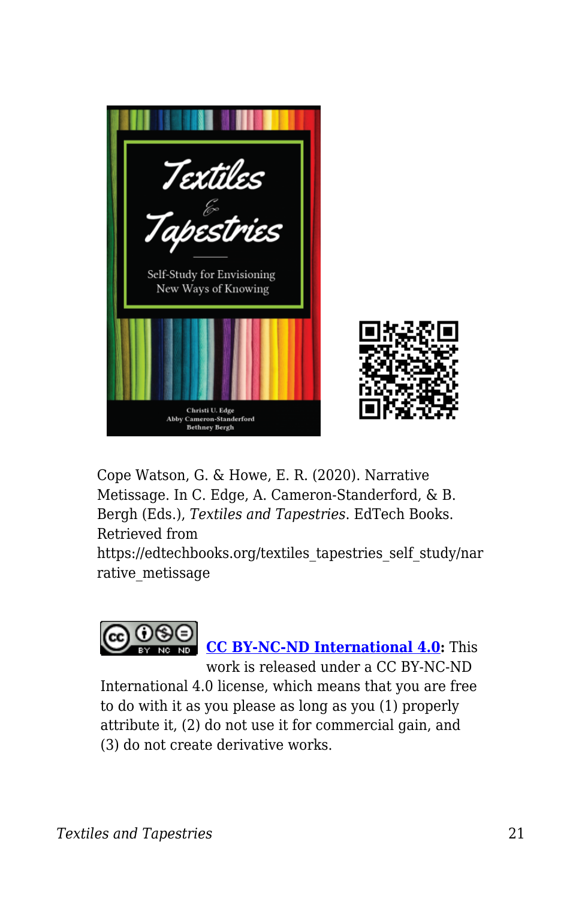Cope Watson, G. & Howe, E. R. (2020). Narrative Metissage. In C. Edge, A. Cameron-Standerford, & B. Bergh (Eds.), *Textiles and Tapestries*. EdTech Books. Retrieved from https://edtechbooks.org/textiles_tapestries_self_study/narrative_metissage

**[CC BY-NC-ND International 4.0](https://creativecommons.org/licenses/by-nc-nd/4.0/):** This work is released under a CC BY-NC-ND International 4.0 license, which means that you are free to do with it as you please as long as you (1) properly attribute it, (2) do not use it for commercial gain, and (3) do not create derivative works.